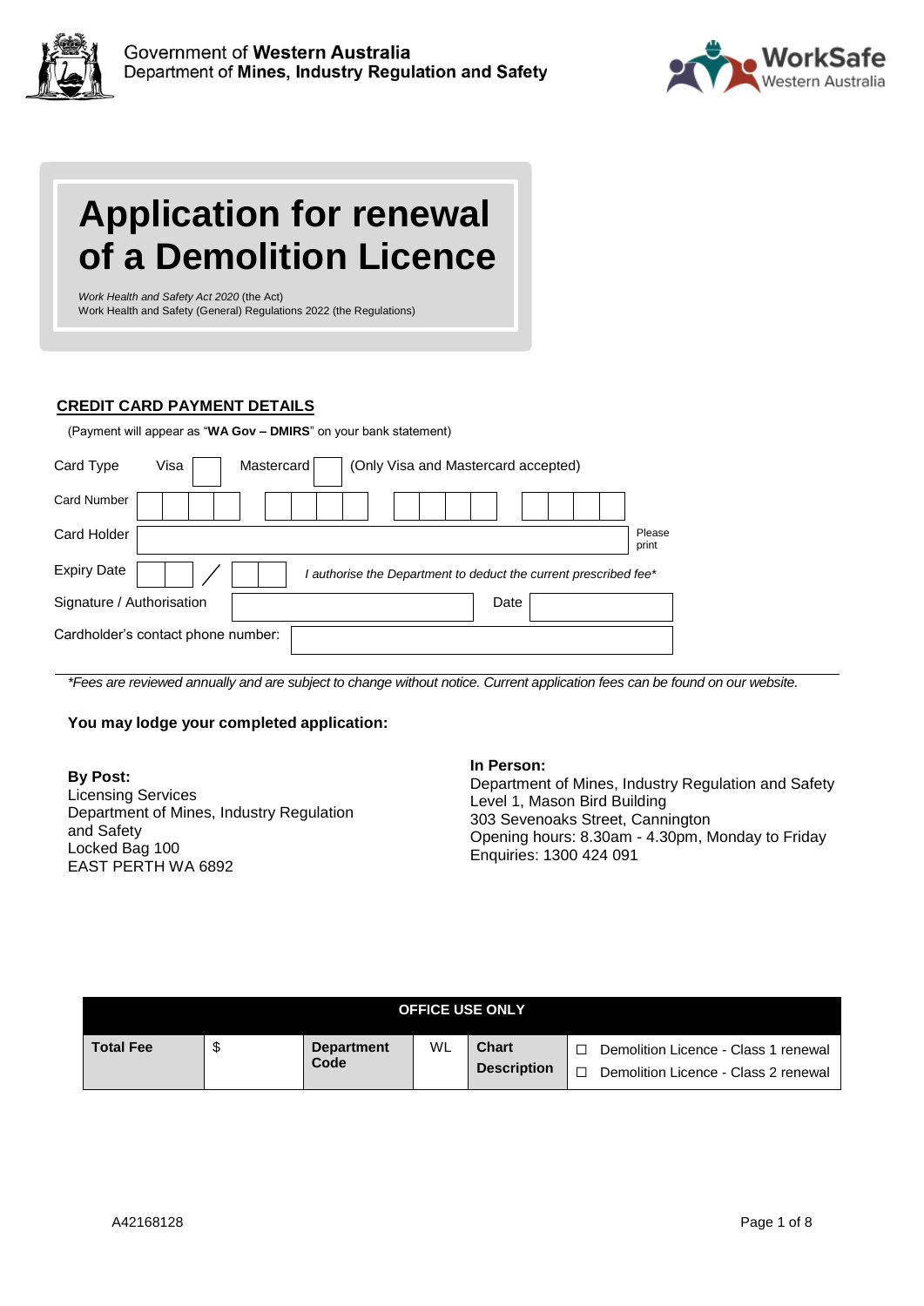Government of **Western Australia**
Department of **Mines, Industry Regulation and Safety**

WorkSafe Western Australia

# Application for renewal of a Demolition Licence

*Work Health and Safety Act 2020* (the Act)
Work Health and Safety (General) Regulations 2022 (the Regulations)

## CREDIT CARD PAYMENT DETAILS

(Payment will appear as "**WA Gov – DMIRS**" on your bank statement)

Card Type Visa ☐ Mastercard ☐ (Only Visa and Mastercard accepted)

Card Number

Card Holder Please print

Expiry Date / *I authorise the Department to deduct the current prescribed fee**

Signature / Authorisation Date

Cardholder's contact phone number:

*Fees are reviewed annually and are subject to change without notice. Current application fees can be found on our website.*

**You may lodge your completed application:**

**By Post:**
Licensing Services
Department of Mines, Industry Regulation and Safety
Locked Bag 100
EAST PERTH WA 6892

**In Person:**
Department of Mines, Industry Regulation and Safety
Level 1, Mason Bird Building
303 Sevenoaks Street, Cannington
Opening hours: 8.30am - 4.30pm, Monday to Friday
Enquiries: 1300 424 091

| OFFICE USE ONLY | | | | | |
|---|---|---|---|---|---|
| **Total Fee** | $ | **Department Code** | WL | **Chart Description** | ☐ Demolition Licence - Class 1 renewal<br>☐ Demolition Licence - Class 2 renewal |

A42168128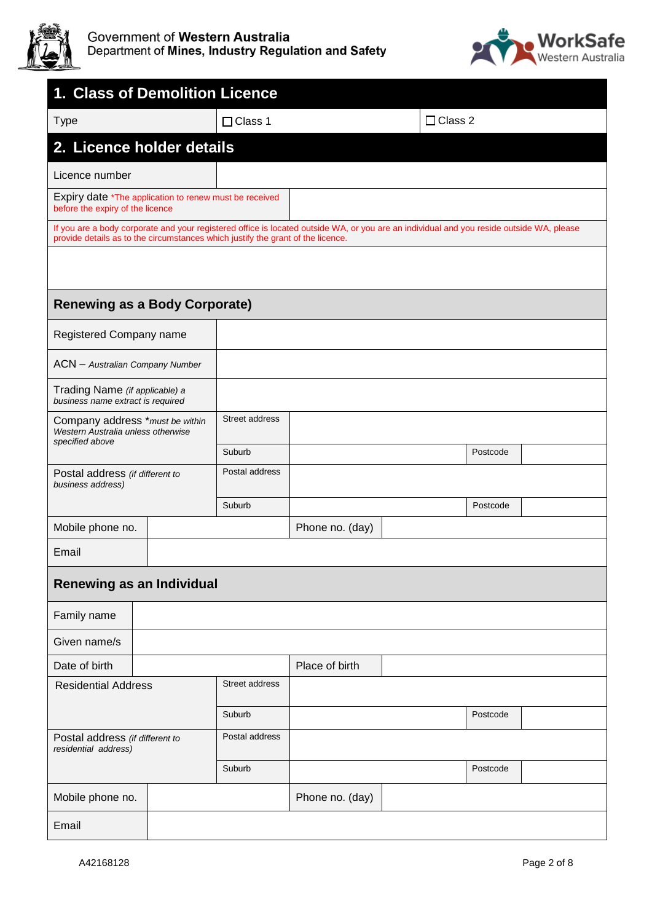Government of **Western Australia**
Department of **Mines, Industry Regulation and Safety**

**WorkSafe** Western Australia

## 1. Class of Demolition Licence

| | | |
|---|---|---|
| Type | ☐ Class 1 | ☐ Class 2 |

## 2. Licence holder details

| | |
|---|---|
| Licence number | |
| Expiry date *The application to renew must be received before the expiry of the licence | |

If you are a body corporate and your registered office is located outside WA, or you are an individual and you reside outside WA, please provide details as to the circumstances which justify the grant of the licence.

### Renewing as a Body Corporate)

| | | | | |
|---|---|---|---|---|
| Registered Company name | | | | |
| ACN – *Australian Company Number* | | | | |
| Trading Name *(if applicable) a business name extract is required* | | | | |
| Company address **must be within Western Australia unless otherwise specified above* | Street address | | | |
| | Suburb | | Postcode | |
| Postal address *(if different to business address)* | Postal address | | | |
| | Suburb | | Postcode | |
| Mobile phone no. | | Phone no. (day) | | |
| Email | | | | |

### Renewing as an Individual

| | | | | |
|---|---|---|---|---|
| Family name | | | | |
| Given name/s | | | | |
| Date of birth | | Place of birth | | |
| Residential Address | Street address | | | |
| | Suburb | | Postcode | |
| Postal address *(if different to residential address)* | Postal address | | | |
| | Suburb | | Postcode | |
| Mobile phone no. | | Phone no. (day) | | |
| Email | | | | |

A42168128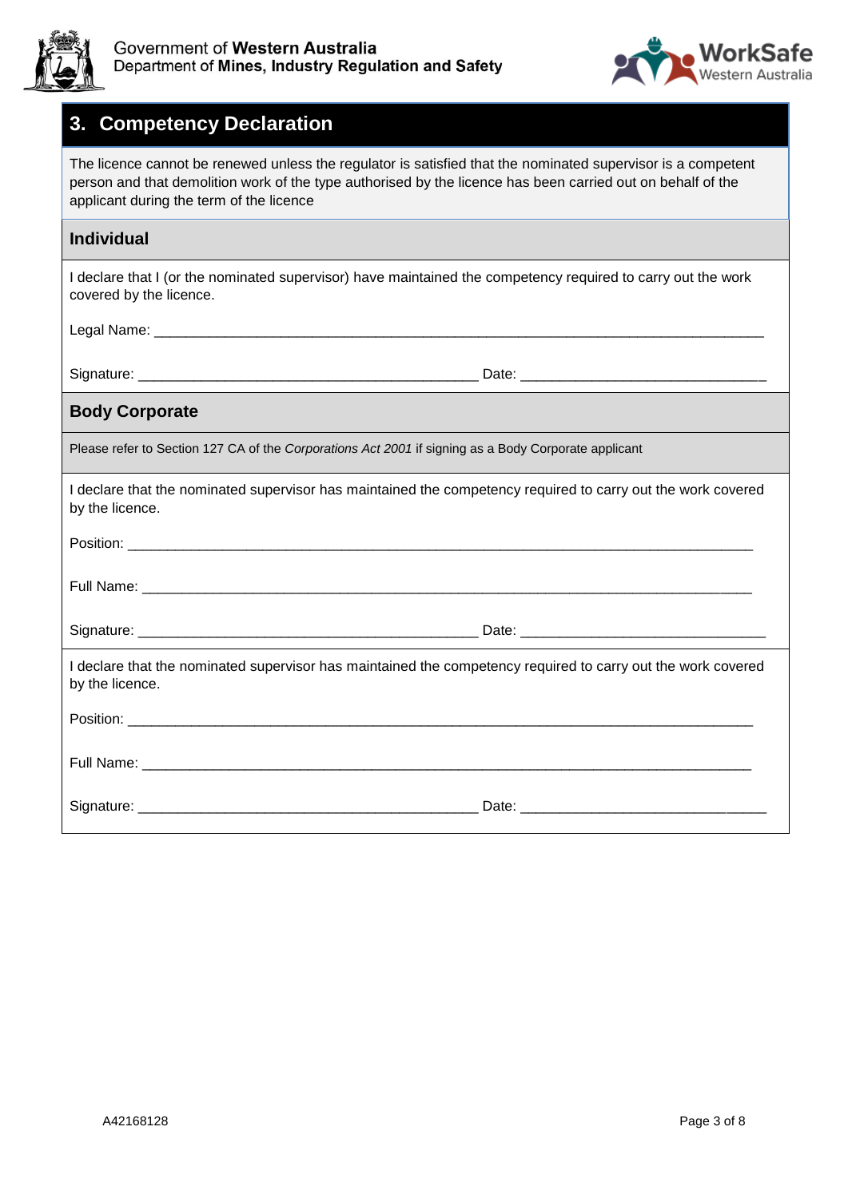## 3. Competency Declaration

The licence cannot be renewed unless the regulator is satisfied that the nominated supervisor is a competent person and that demolition work of the type authorised by the licence has been carried out on behalf of the applicant during the term of the licence

### Individual

I declare that I (or the nominated supervisor) have maintained the competency required to carry out the work covered by the licence.

Legal Name: ______________________________________________________________________________

Signature: ____________________________________________ Date: ________________________________

### Body Corporate

Please refer to Section 127 CA of the *Corporations Act 2001* if signing as a Body Corporate applicant

I declare that the nominated supervisor has maintained the competency required to carry out the work covered by the licence.

Position: ________________________________________________________________________________

Full Name: _______________________________________________________________________________

Signature: ____________________________________________ Date: ________________________________

I declare that the nominated supervisor has maintained the competency required to carry out the work covered by the licence.

Position: ________________________________________________________________________________

Full Name: _______________________________________________________________________________

Signature: ____________________________________________ Date: ________________________________

A42168128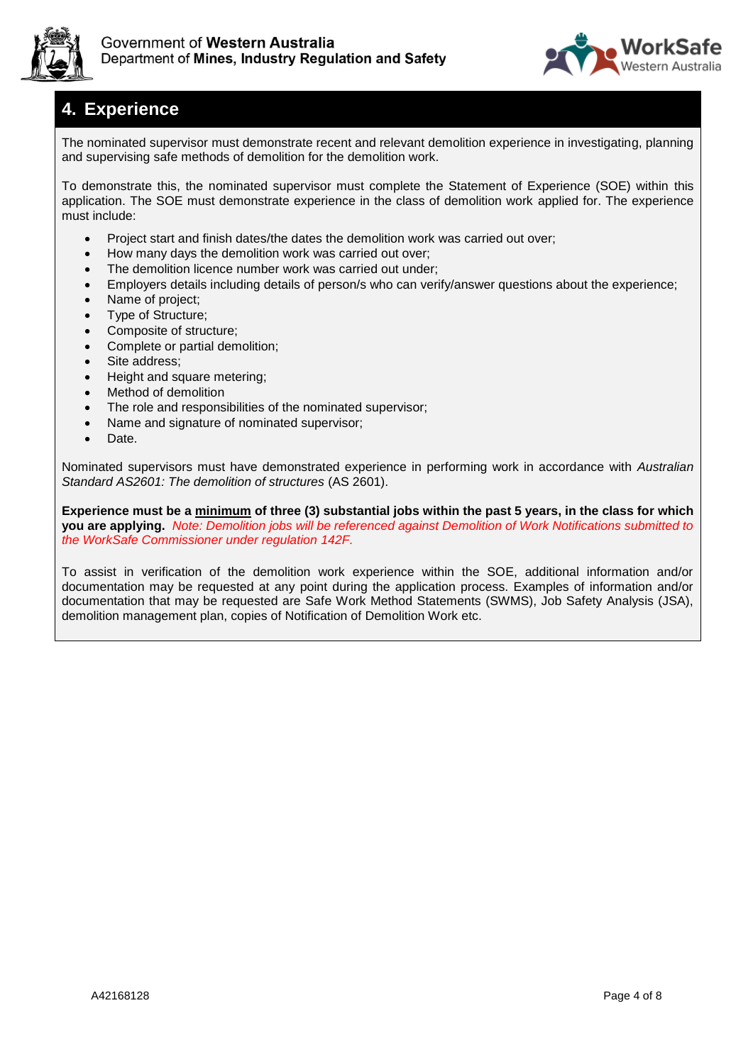## 4. Experience

The nominated supervisor must demonstrate recent and relevant demolition experience in investigating, planning and supervising safe methods of demolition for the demolition work.

To demonstrate this, the nominated supervisor must complete the Statement of Experience (SOE) within this application. The SOE must demonstrate experience in the class of demolition work applied for. The experience must include:

- Project start and finish dates/the dates the demolition work was carried out over;
- How many days the demolition work was carried out over;
- The demolition licence number work was carried out under;
- Employers details including details of person/s who can verify/answer questions about the experience;
- Name of project;
- Type of Structure;
- Composite of structure;
- Complete or partial demolition;
- Site address;
- Height and square metering;
- Method of demolition
- The role and responsibilities of the nominated supervisor;
- Name and signature of nominated supervisor;
- Date.

Nominated supervisors must have demonstrated experience in performing work in accordance with *Australian Standard AS2601: The demolition of structures* (AS 2601).

**Experience must be a minimum of three (3) substantial jobs within the past 5 years, in the class for which you are applying.** *Note: Demolition jobs will be referenced against Demolition of Work Notifications submitted to the WorkSafe Commissioner under regulation 142F.*

To assist in verification of the demolition work experience within the SOE, additional information and/or documentation may be requested at any point during the application process. Examples of information and/or documentation that may be requested are Safe Work Method Statements (SWMS), Job Safety Analysis (JSA), demolition management plan, copies of Notification of Demolition Work etc.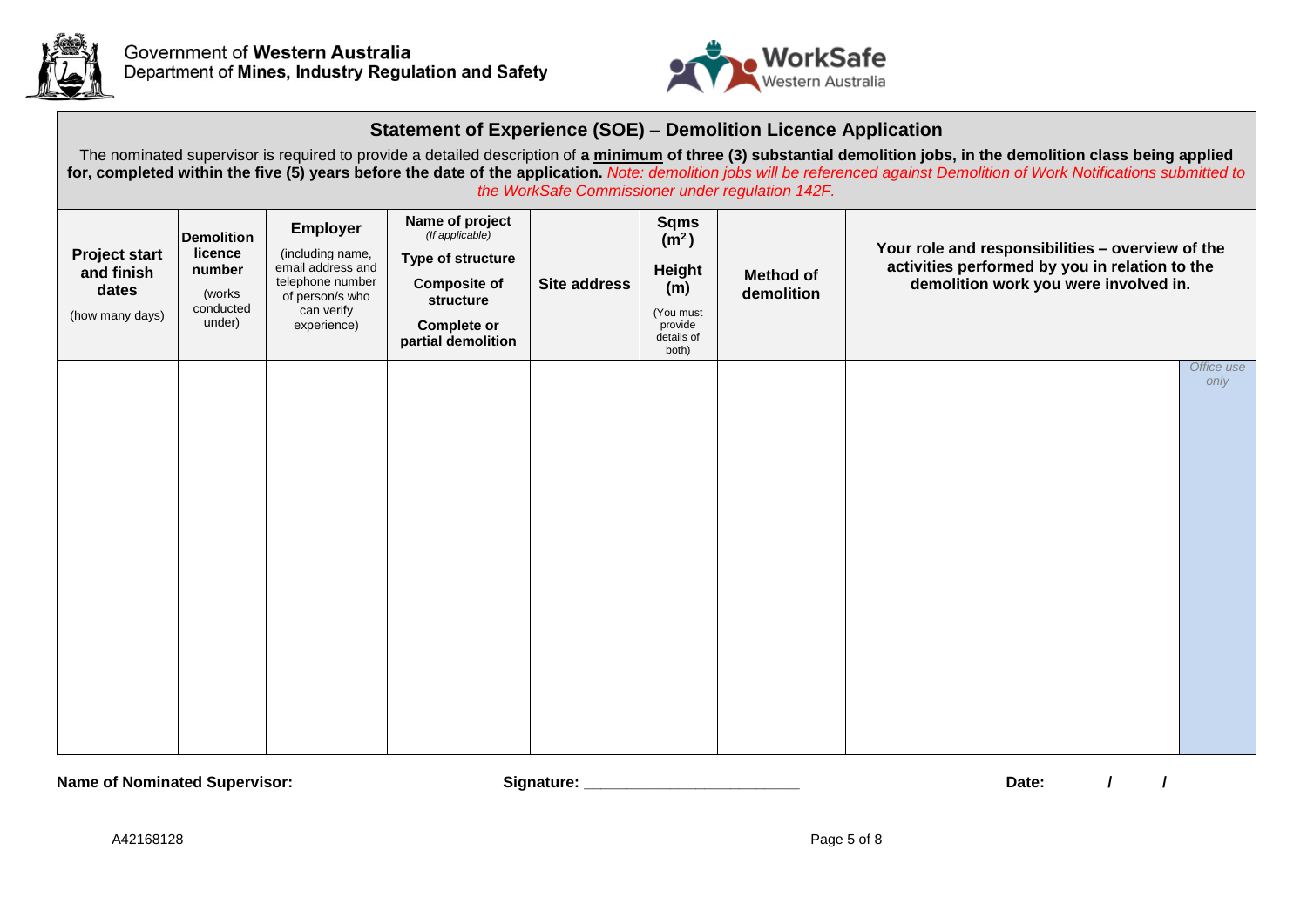Government of **Western Australia**
Department of **Mines, Industry Regulation and Safety**

WorkSafe Western Australia

## Statement of Experience (SOE) – Demolition Licence Application

The nominated supervisor is required to provide a detailed description of **a minimum of three (3) substantial demolition jobs, in the demolition class being applied for, completed within the five (5) years before the date of the application.** *Note: demolition jobs will be referenced against Demolition of Work Notifications submitted to the WorkSafe Commissioner under regulation 142F.*

| **Project start and finish dates** (how many days) | **Demolition licence number** (works conducted under) | **Employer** (including name, email address and telephone number of person/s who can verify experience) | **Name of project** *(If applicable)* **Type of structure** **Composite of structure** **Complete or partial demolition** | **Site address** | **Sqms ($m^2$)** **Height (m)** (You must provide details of both) | **Method of demolition** | **Your role and responsibilities – overview of the activities performed by you in relation to the demolition work you were involved in.** | *Office use only* |
|---|---|---|---|---|---|---|---|---|
| | | | | | | | | |

**Name of Nominated Supervisor:** **Signature:** ________________________ **Date:** / /

A42168128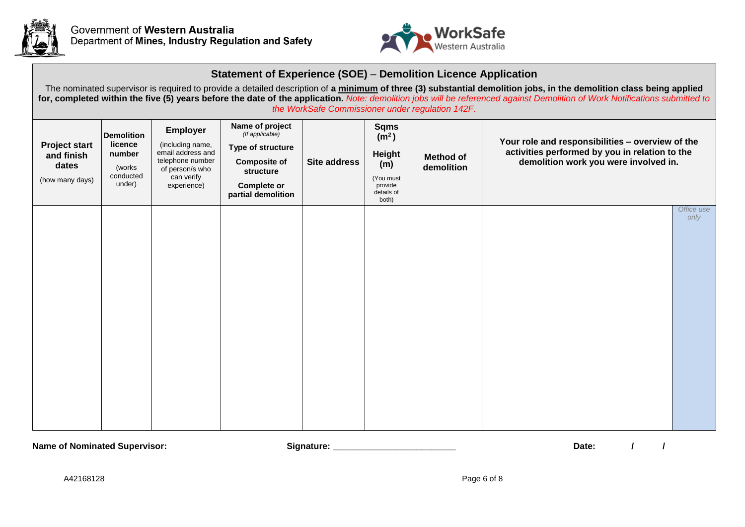Government of **Western Australia**
Department of **Mines, Industry Regulation and Safety**

WorkSafe Western Australia

## Statement of Experience (SOE) – Demolition Licence Application

The nominated supervisor is required to provide a detailed description of **a minimum of three (3) substantial demolition jobs, in the demolition class being applied for, completed within the five (5) years before the date of the application.** *Note: demolition jobs will be referenced against Demolition of Work Notifications submitted to the WorkSafe Commissioner under regulation 142F.*

| **Project start and finish dates** (how many days) | **Demolition licence number** (works conducted under) | **Employer** (including name, email address and telephone number of person/s who can verify experience) | **Name of project** *(If applicable)* **Type of structure** **Composite of structure** **Complete or partial demolition** | **Site address** | **Sqms ($m^2$)** **Height (m)** (You must provide details of both) | **Method of demolition** | **Your role and responsibilities – overview of the activities performed by you in relation to the demolition work you were involved in.** | *Office use only* |
|---|---|---|---|---|---|---|---|---|
| | | | | | | | | |

**Name of Nominated Supervisor:** **Signature:** ________________________ **Date:** / /

A42168128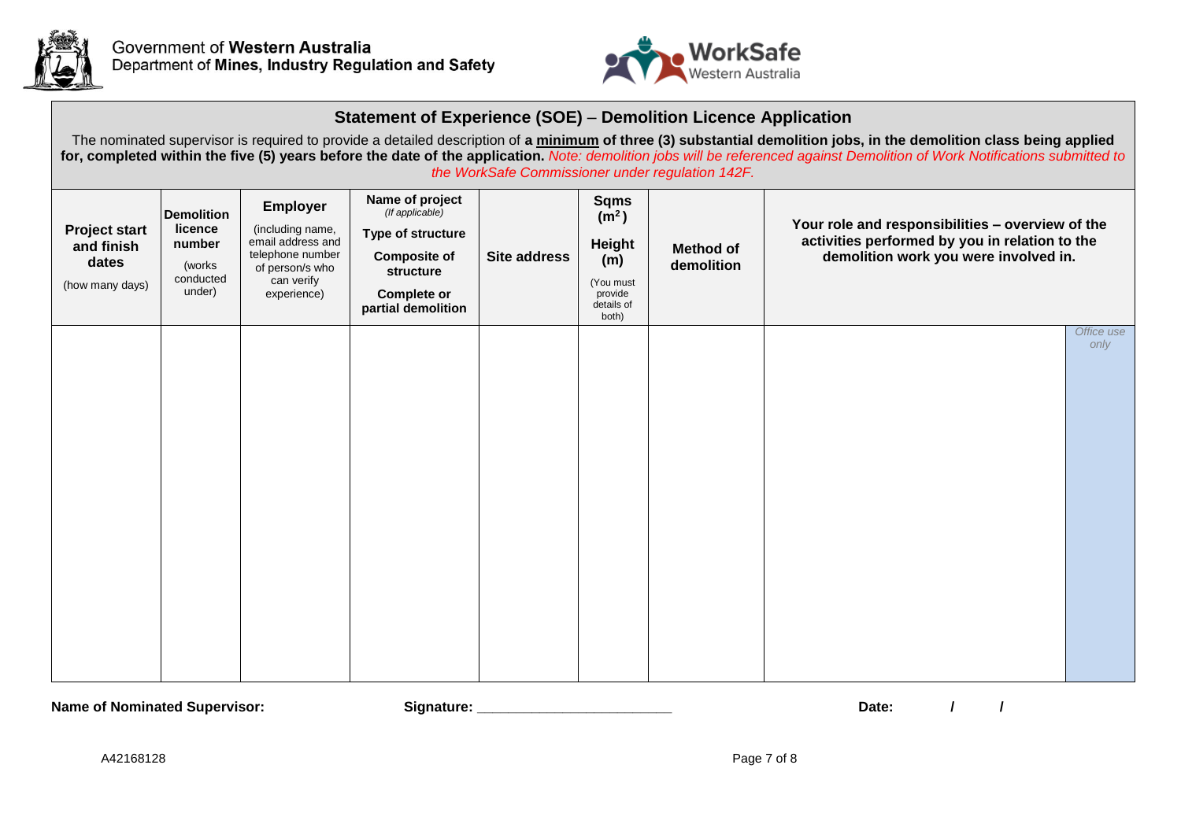Government of **Western Australia**
Department of **Mines, Industry Regulation and Safety**

## Statement of Experience (SOE) – Demolition Licence Application

The nominated supervisor is required to provide a detailed description of **a minimum of three (3) substantial demolition jobs, in the demolition class being applied for, completed within the five (5) years before the date of the application.** *Note: demolition jobs will be referenced against Demolition of Work Notifications submitted to the WorkSafe Commissioner under regulation 142F.*

| **Project start and finish dates** (how many days) | **Demolition licence number** (works conducted under) | **Employer** (including name, email address and telephone number of person/s who can verify experience) | **Name of project** *(If applicable)* **Type of structure** **Composite of structure** **Complete or partial demolition** | **Site address** | **Sqms ($m^2$)** **Height (m)** (You must provide details of both) | **Method of demolition** | **Your role and responsibilities – overview of the activities performed by you in relation to the demolition work you were involved in.** | *Office use only* |
|---|---|---|---|---|---|---|---|---|
| | | | | | | | | |

**Name of Nominated Supervisor:** **Signature:** ________________________ **Date:** / /

A42168128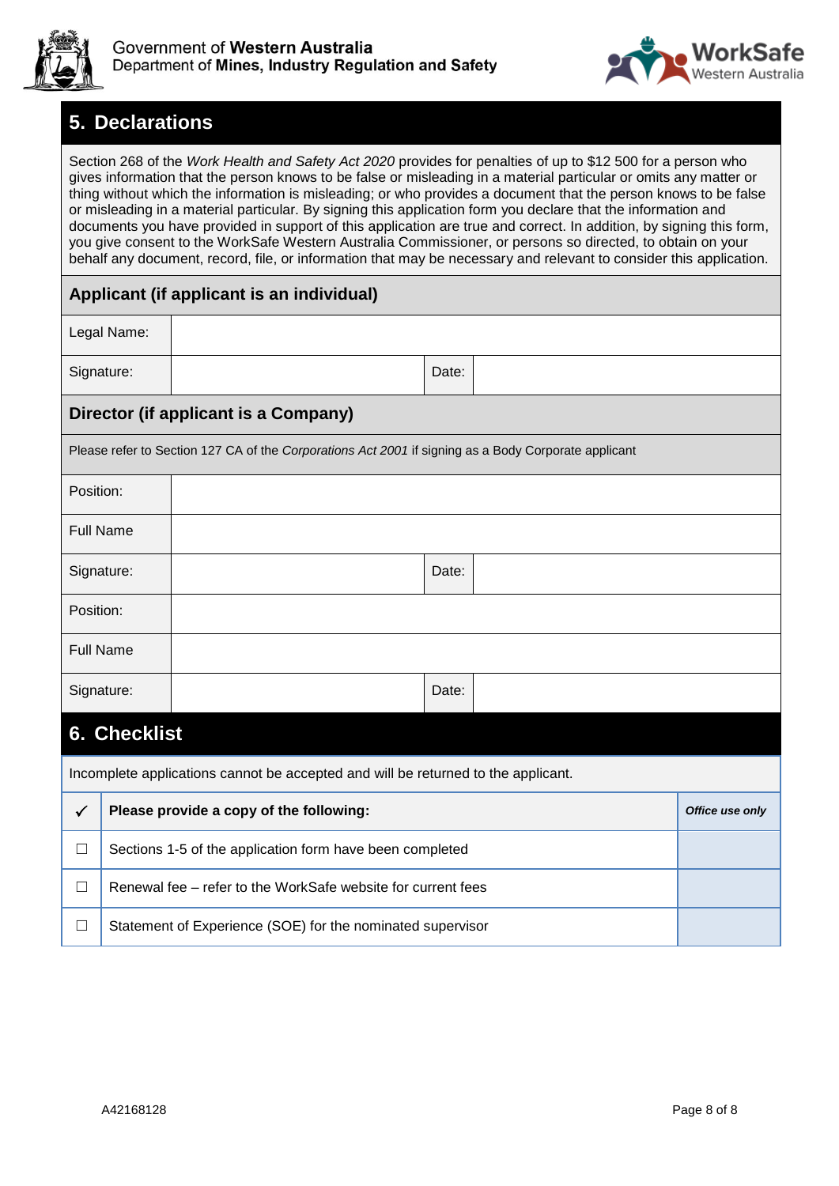Government of **Western Australia**
Department of **Mines, Industry Regulation and Safety**

## 5. Declarations

Section 268 of the *Work Health and Safety Act 2020* provides for penalties of up to $12 500 for a person who gives information that the person knows to be false or misleading in a material particular or omits any matter or thing without which the information is misleading; or who provides a document that the person knows to be false or misleading in a material particular. By signing this application form you declare that the information and documents you have provided in support of this application are true and correct. In addition, by signing this form, you give consent to the WorkSafe Western Australia Commissioner, or persons so directed, to obtain on your behalf any document, record, file, or information that may be necessary and relevant to consider this application.

### Applicant (if applicant is an individual)

| | | | |
|---|---|---|---|
| Legal Name: | | | |
| Signature: | | Date: | |

### Director (if applicant is a Company)

Please refer to Section 127 CA of the *Corporations Act 2001* if signing as a Body Corporate applicant

| | | | |
|---|---|---|---|
| Position: | | | |
| Full Name | | | |
| Signature: | | Date: | |
| Position: | | | |
| Full Name | | | |
| Signature: | | Date: | |

## 6. Checklist

Incomplete applications cannot be accepted and will be returned to the applicant.

| ✓ | **Please provide a copy of the following:** | ***Office use only*** |
|---|---|---|
| ☐ | Sections 1-5 of the application form have been completed | |
| ☐ | Renewal fee – refer to the WorkSafe website for current fees | |
| ☐ | Statement of Experience (SOE) for the nominated supervisor | |

A42168128